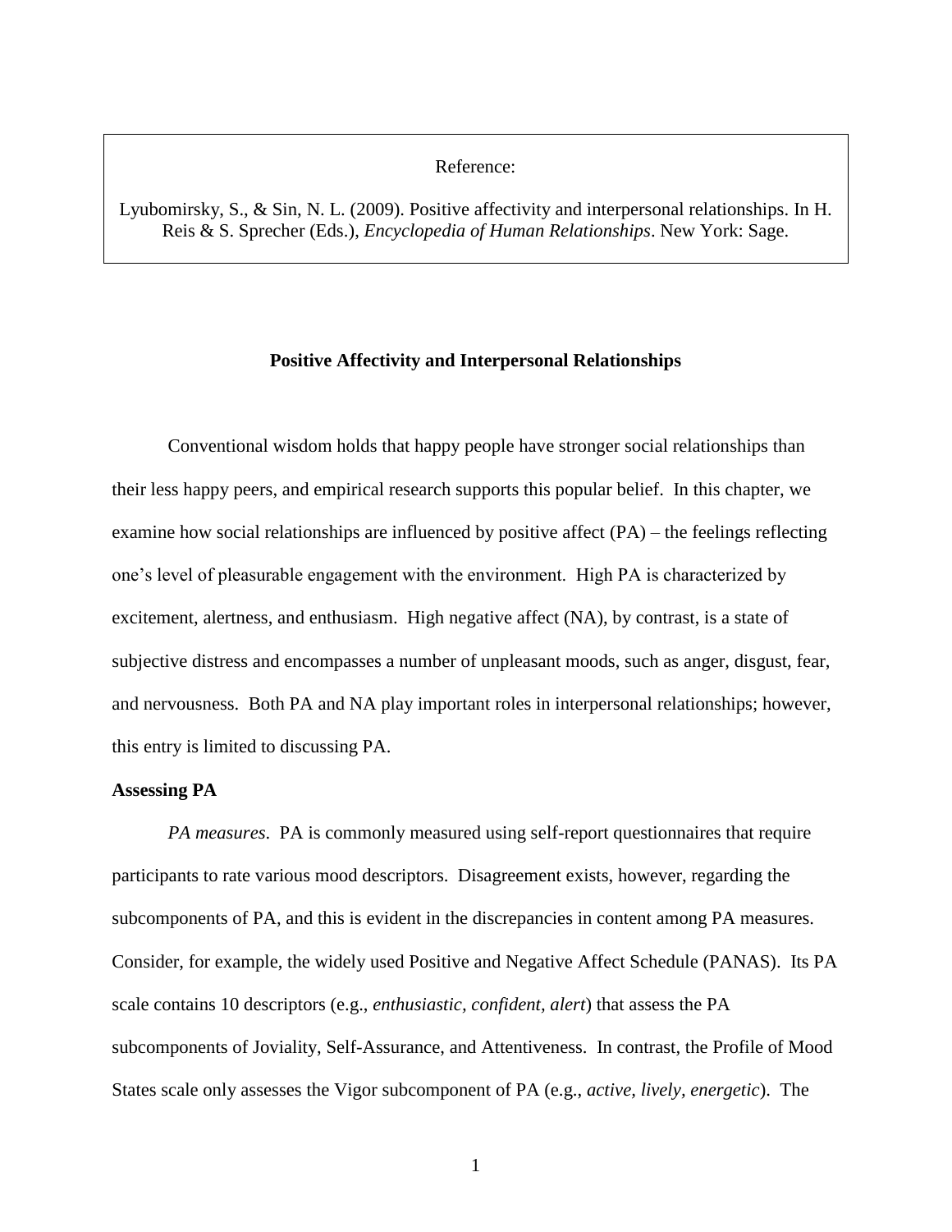Reference:

Lyubomirsky, S., & Sin, N. L. (2009). Positive affectivity and interpersonal relationships. In H. Reis & S. Sprecher (Eds.), *Encyclopedia of Human Relationships*. New York: Sage.

# Positive Affectivity and Interpersonal Relationships

Conventional wisdom holds that happy people have stronger social relationships than their less happy peers, and empirical research supports this popular belief. In this chapter, we examine how social relationships are influenced by positive affect (PA) – the feelings reflecting one's level of pleasurable engagement with the environment. High PA is characterized by excitement, alertness, and enthusiasm. High negative affect (NA), by contrast, is a state of subjective distress and encompasses a number of unpleasant moods, such as anger, disgust, fear, and nervousness. Both PA and NA play important roles in interpersonal relationships; however, this entry is limited to discussing PA.

## Assessing PA

*PA measures*. PA is commonly measured using self-report questionnaires that require participants to rate various mood descriptors. Disagreement exists, however, regarding the subcomponents of PA, and this is evident in the discrepancies in content among PA measures. Consider, for example, the widely used Positive and Negative Affect Schedule (PANAS). Its PA scale contains 10 descriptors (e.g., *enthusiastic, confident, alert*) that assess the PA subcomponents of Joviality, Self-Assurance, and Attentiveness. In contrast, the Profile of Mood States scale only assesses the Vigor subcomponent of PA (e.g., *active, lively, energetic*). The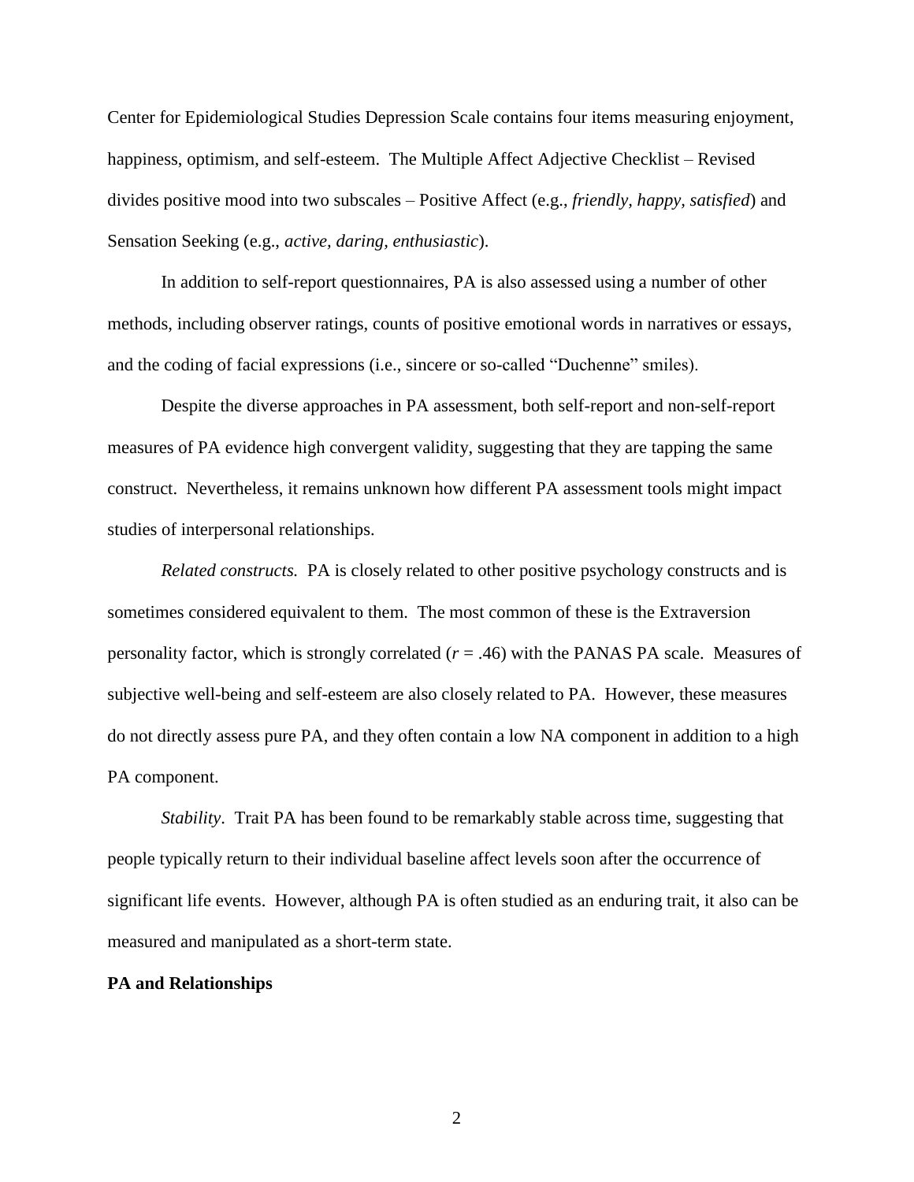Center for Epidemiological Studies Depression Scale contains four items measuring enjoyment, happiness, optimism, and self-esteem. The Multiple Affect Adjective Checklist – Revised divides positive mood into two subscales – Positive Affect (e.g., *friendly, happy, satisfied*) and Sensation Seeking (e.g., *active, daring, enthusiastic*).

In addition to self-report questionnaires, PA is also assessed using a number of other methods, including observer ratings, counts of positive emotional words in narratives or essays, and the coding of facial expressions (i.e., sincere or so-called "Duchenne" smiles).

Despite the diverse approaches in PA assessment, both self-report and non-self-report measures of PA evidence high convergent validity, suggesting that they are tapping the same construct. Nevertheless, it remains unknown how different PA assessment tools might impact studies of interpersonal relationships.

*Related constructs.* PA is closely related to other positive psychology constructs and is sometimes considered equivalent to them. The most common of these is the Extraversion personality factor, which is strongly correlated ($r$ = .46) with the PANAS PA scale. Measures of subjective well-being and self-esteem are also closely related to PA. However, these measures do not directly assess pure PA, and they often contain a low NA component in addition to a high PA component.

*Stability*. Trait PA has been found to be remarkably stable across time, suggesting that people typically return to their individual baseline affect levels soon after the occurrence of significant life events. However, although PA is often studied as an enduring trait, it also can be measured and manipulated as a short-term state.

**PA and Relationships**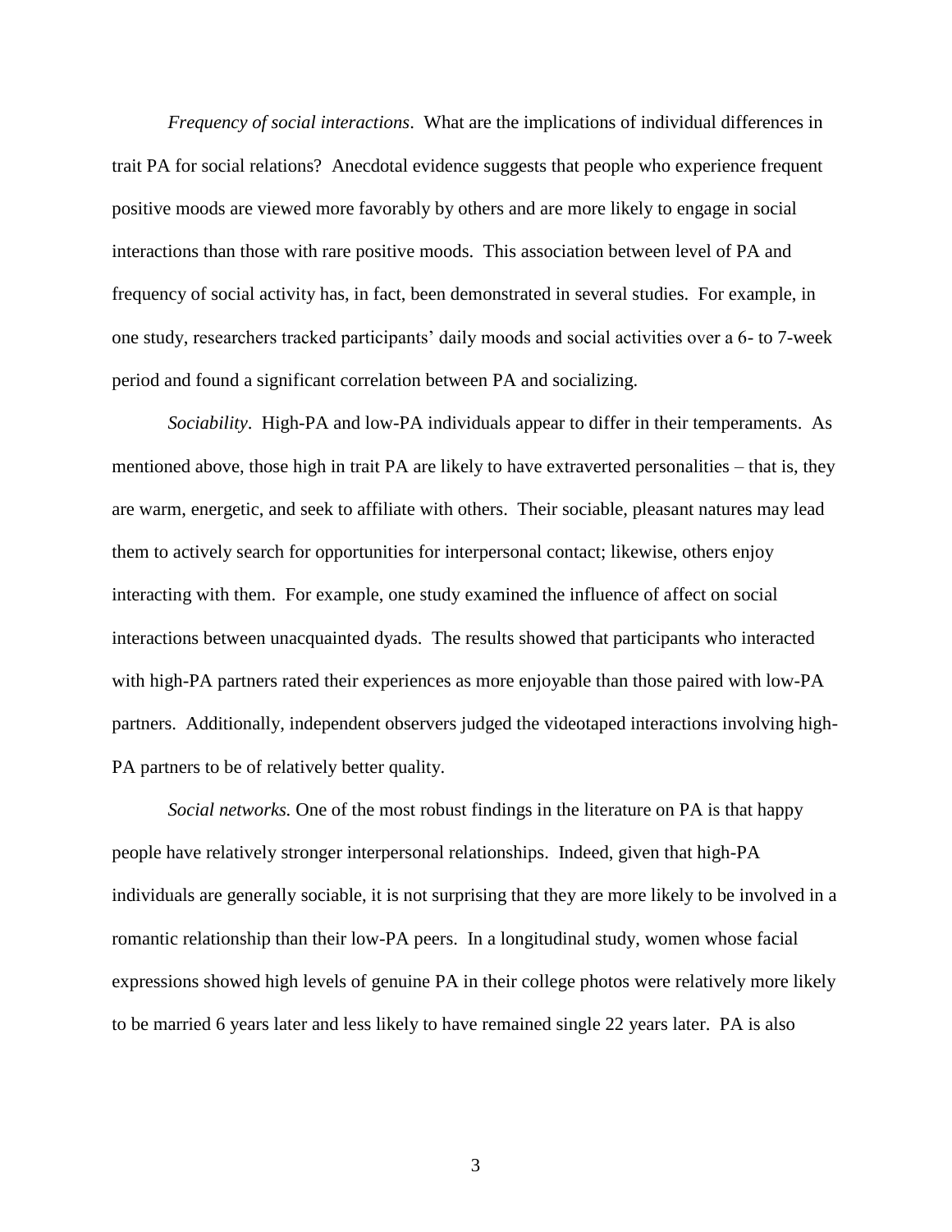*Frequency of social interactions*. What are the implications of individual differences in trait PA for social relations? Anecdotal evidence suggests that people who experience frequent positive moods are viewed more favorably by others and are more likely to engage in social interactions than those with rare positive moods. This association between level of PA and frequency of social activity has, in fact, been demonstrated in several studies. For example, in one study, researchers tracked participants' daily moods and social activities over a 6- to 7-week period and found a significant correlation between PA and socializing.

*Sociability*. High-PA and low-PA individuals appear to differ in their temperaments. As mentioned above, those high in trait PA are likely to have extraverted personalities – that is, they are warm, energetic, and seek to affiliate with others. Their sociable, pleasant natures may lead them to actively search for opportunities for interpersonal contact; likewise, others enjoy interacting with them. For example, one study examined the influence of affect on social interactions between unacquainted dyads. The results showed that participants who interacted with high-PA partners rated their experiences as more enjoyable than those paired with low-PA partners. Additionally, independent observers judged the videotaped interactions involving high-PA partners to be of relatively better quality.

*Social networks.* One of the most robust findings in the literature on PA is that happy people have relatively stronger interpersonal relationships. Indeed, given that high-PA individuals are generally sociable, it is not surprising that they are more likely to be involved in a romantic relationship than their low-PA peers. In a longitudinal study, women whose facial expressions showed high levels of genuine PA in their college photos were relatively more likely to be married 6 years later and less likely to have remained single 22 years later. PA is also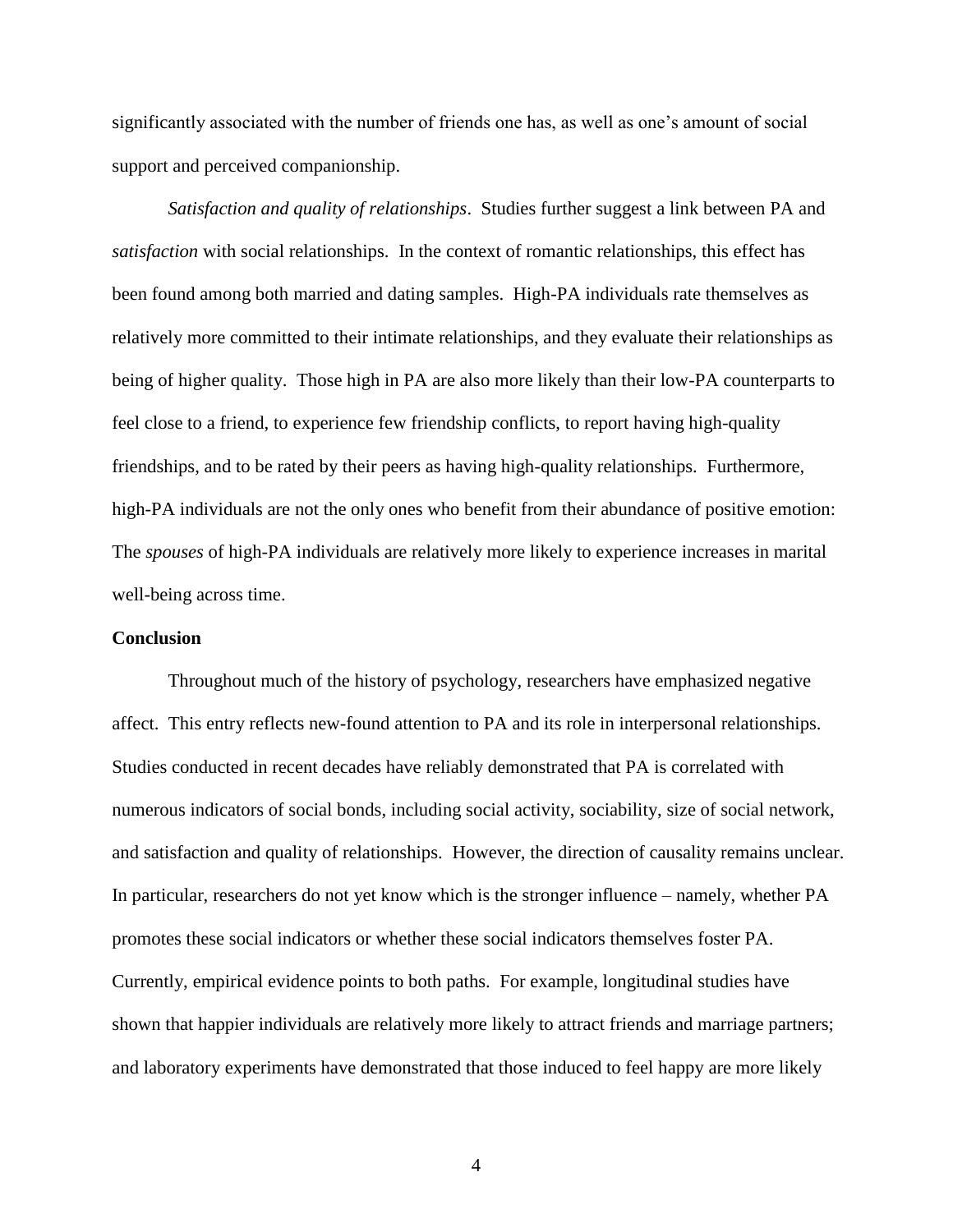significantly associated with the number of friends one has, as well as one's amount of social support and perceived companionship.

*Satisfaction and quality of relationships*. Studies further suggest a link between PA and *satisfaction* with social relationships. In the context of romantic relationships, this effect has been found among both married and dating samples. High-PA individuals rate themselves as relatively more committed to their intimate relationships, and they evaluate their relationships as being of higher quality. Those high in PA are also more likely than their low-PA counterparts to feel close to a friend, to experience few friendship conflicts, to report having high-quality friendships, and to be rated by their peers as having high-quality relationships. Furthermore, high-PA individuals are not the only ones who benefit from their abundance of positive emotion: The *spouses* of high-PA individuals are relatively more likely to experience increases in marital well-being across time.

**Conclusion**

Throughout much of the history of psychology, researchers have emphasized negative affect. This entry reflects new-found attention to PA and its role in interpersonal relationships. Studies conducted in recent decades have reliably demonstrated that PA is correlated with numerous indicators of social bonds, including social activity, sociability, size of social network, and satisfaction and quality of relationships. However, the direction of causality remains unclear. In particular, researchers do not yet know which is the stronger influence – namely, whether PA promotes these social indicators or whether these social indicators themselves foster PA. Currently, empirical evidence points to both paths. For example, longitudinal studies have shown that happier individuals are relatively more likely to attract friends and marriage partners; and laboratory experiments have demonstrated that those induced to feel happy are more likely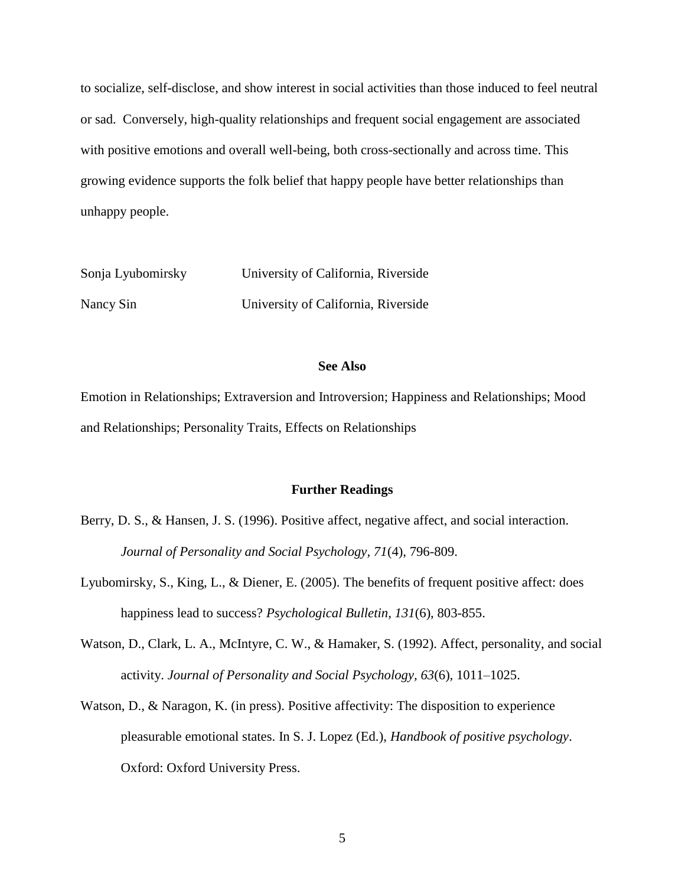to socialize, self-disclose, and show interest in social activities than those induced to feel neutral or sad. Conversely, high-quality relationships and frequent social engagement are associated with positive emotions and overall well-being, both cross-sectionally and across time. This growing evidence supports the folk belief that happy people have better relationships than unhappy people.

Sonja Lyubomirsky — University of California, Riverside

Nancy Sin — University of California, Riverside

## See Also

Emotion in Relationships; Extraversion and Introversion; Happiness and Relationships; Mood and Relationships; Personality Traits, Effects on Relationships

## Further Readings

Berry, D. S., & Hansen, J. S. (1996). Positive affect, negative affect, and social interaction. *Journal of Personality and Social Psychology, 71*(4), 796-809.

Lyubomirsky, S., King, L., & Diener, E. (2005). The benefits of frequent positive affect: does happiness lead to success? *Psychological Bulletin, 131*(6), 803-855.

Watson, D., Clark, L. A., McIntyre, C. W., & Hamaker, S. (1992). Affect, personality, and social activity. *Journal of Personality and Social Psychology, 63*(6), 1011–1025.

Watson, D., & Naragon, K. (in press). Positive affectivity: The disposition to experience pleasurable emotional states. In S. J. Lopez (Ed.), *Handbook of positive psychology*. Oxford: Oxford University Press.